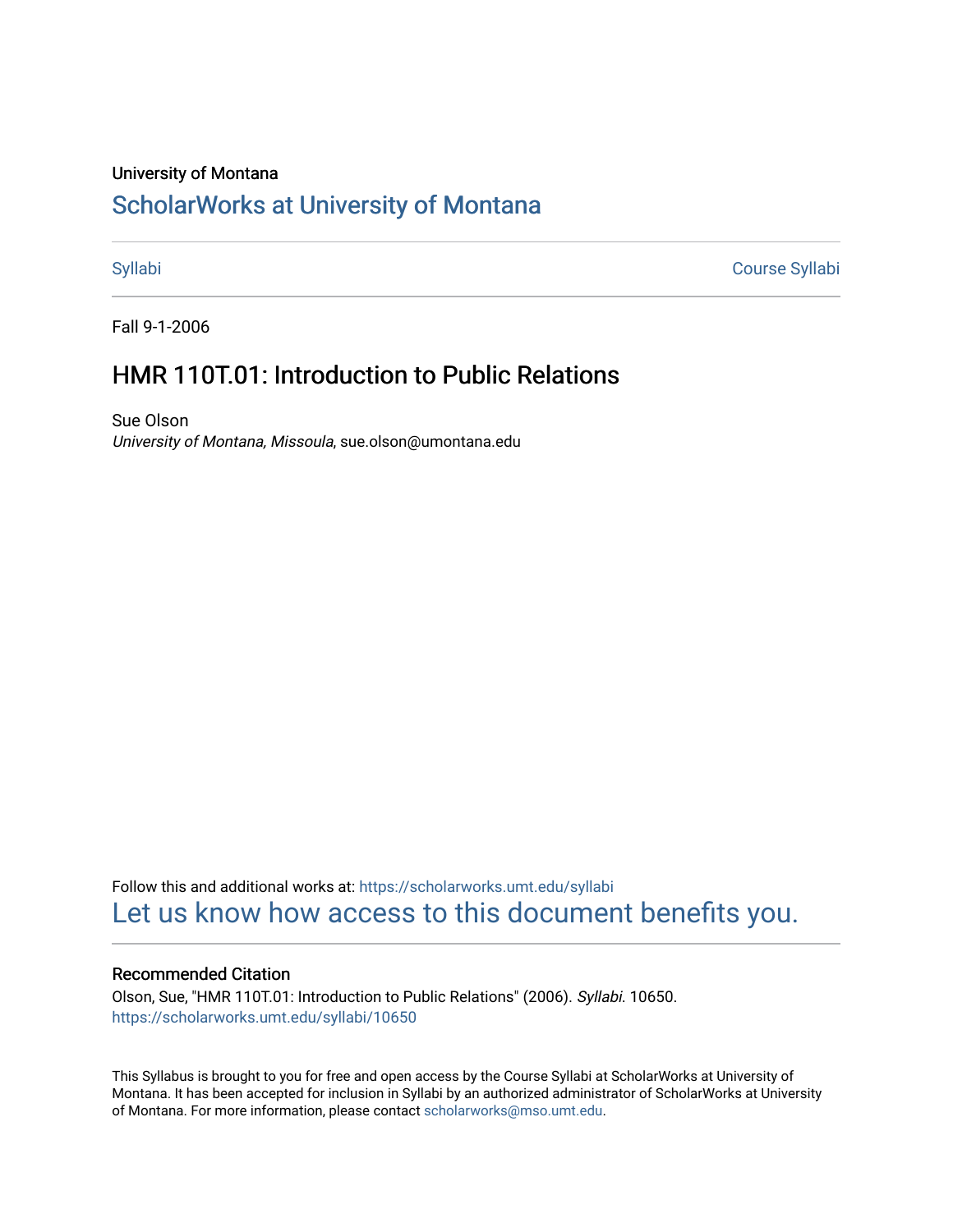University of Montana

# ScholarWorks at University of Montana

Syllabi | Course Syllabi

Fall 9-1-2006

## HMR 110T.01: Introduction to Public Relations

Sue Olson

*University of Montana, Missoula*, sue.olson@umontana.edu

Follow this and additional works at: https://scholarworks.umt.edu/syllabi

Let us know how access to this document benefits you.

### Recommended Citation

Olson, Sue, "HMR 110T.01: Introduction to Public Relations" (2006). *Syllabi*. 10650.
https://scholarworks.umt.edu/syllabi/10650

This Syllabus is brought to you for free and open access by the Course Syllabi at ScholarWorks at University of Montana. It has been accepted for inclusion in Syllabi by an authorized administrator of ScholarWorks at University of Montana. For more information, please contact scholarworks@mso.umt.edu.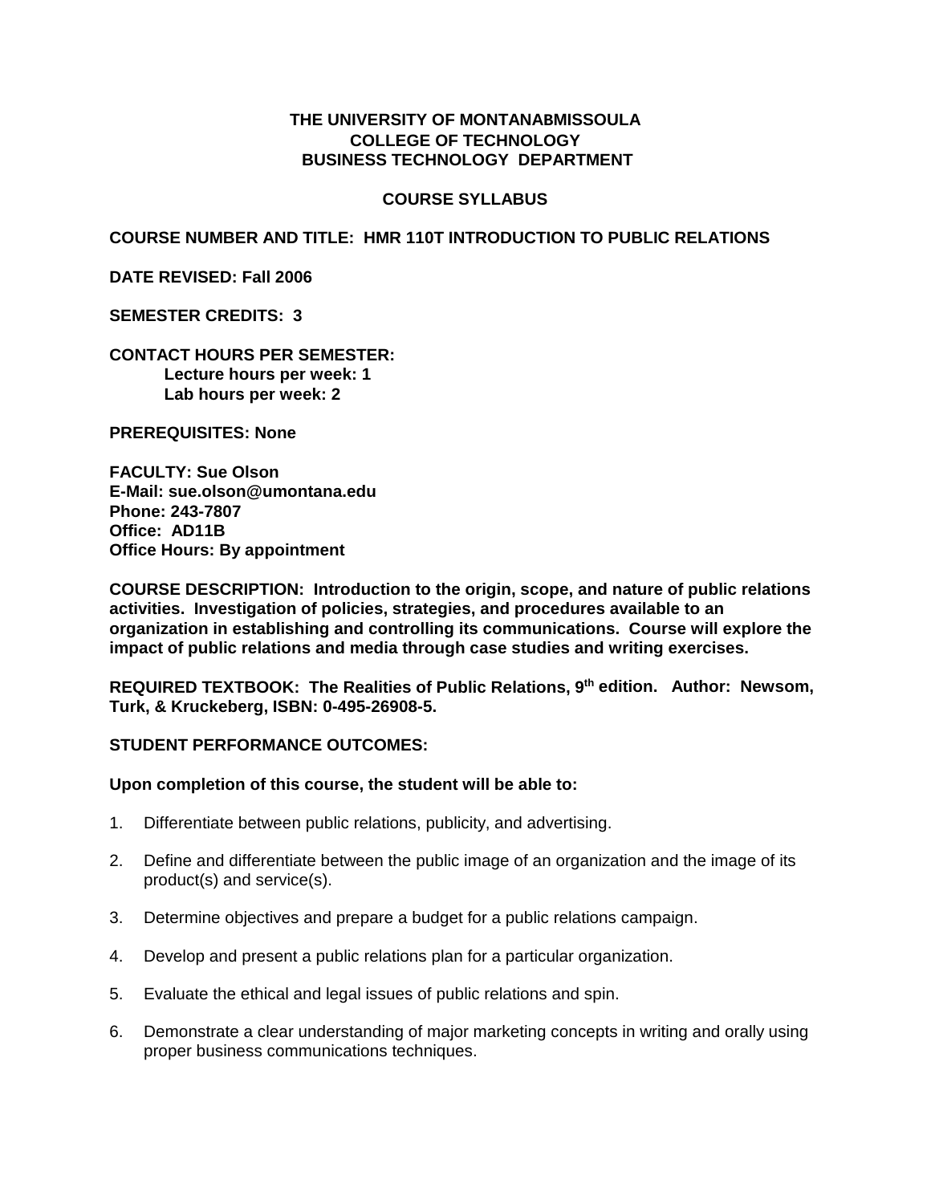**THE UNIVERSITY OF MONTANABMISSOULA**
**COLLEGE OF TECHNOLOGY**
**BUSINESS TECHNOLOGY DEPARTMENT**

**COURSE SYLLABUS**

**COURSE NUMBER AND TITLE: HMR 110T INTRODUCTION TO PUBLIC RELATIONS**

**DATE REVISED: Fall 2006**

**SEMESTER CREDITS: 3**

**CONTACT HOURS PER SEMESTER:**
**Lecture hours per week: 1**
**Lab hours per week: 2**

**PREREQUISITES: None**

**FACULTY: Sue Olson**
**E-Mail: sue.olson@umontana.edu**
**Phone: 243-7807**
**Office: AD11B**
**Office Hours: By appointment**

**COURSE DESCRIPTION: Introduction to the origin, scope, and nature of public relations activities. Investigation of policies, strategies, and procedures available to an organization in establishing and controlling its communications. Course will explore the impact of public relations and media through case studies and writing exercises.**

**REQUIRED TEXTBOOK: The Realities of Public Relations, 9th edition. Author: Newsom, Turk, & Kruckeberg, ISBN: 0-495-26908-5.**

**STUDENT PERFORMANCE OUTCOMES:**

**Upon completion of this course, the student will be able to:**

1. Differentiate between public relations, publicity, and advertising.

2. Define and differentiate between the public image of an organization and the image of its product(s) and service(s).

3. Determine objectives and prepare a budget for a public relations campaign.

4. Develop and present a public relations plan for a particular organization.

5. Evaluate the ethical and legal issues of public relations and spin.

6. Demonstrate a clear understanding of major marketing concepts in writing and orally using proper business communications techniques.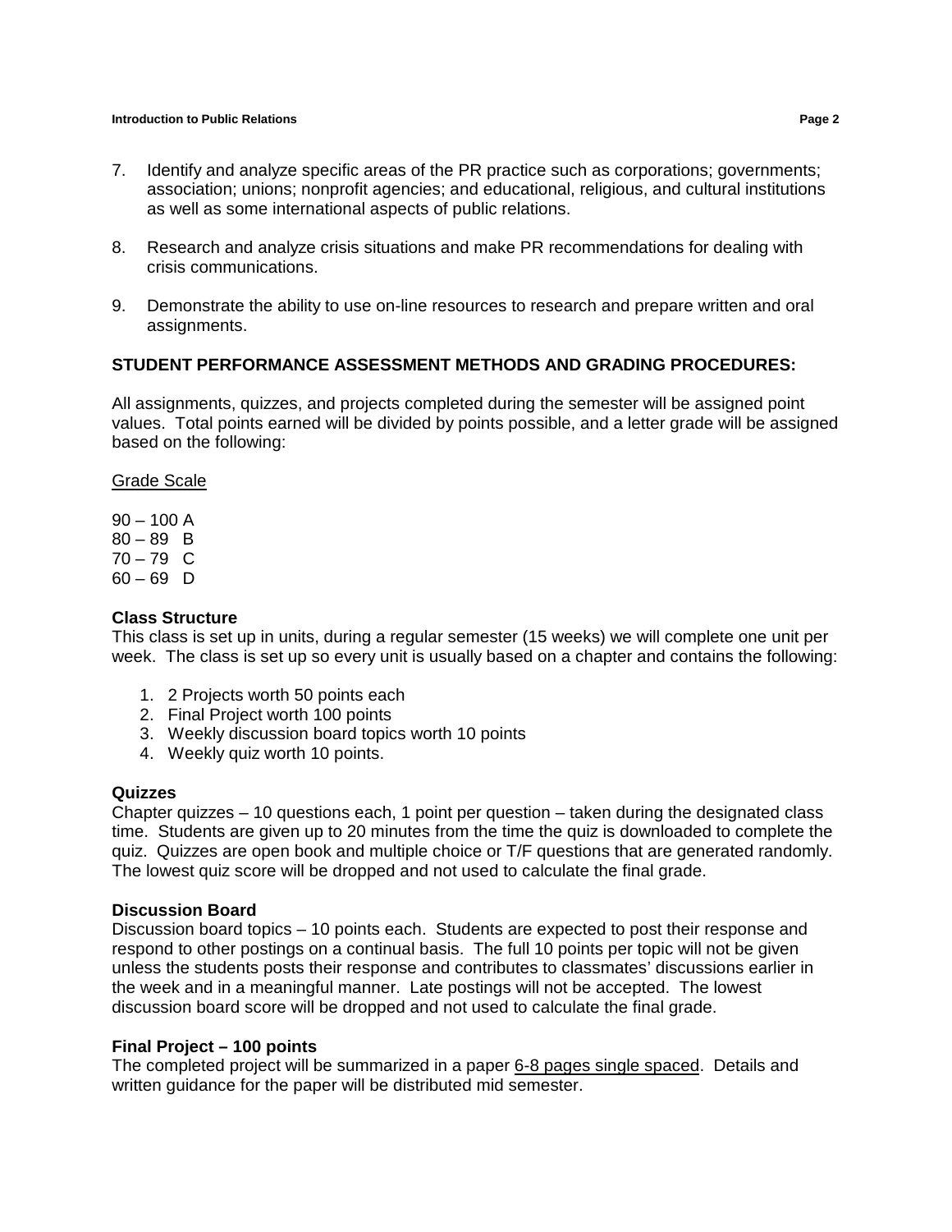7. Identify and analyze specific areas of the PR practice such as corporations; governments; association; unions; nonprofit agencies; and educational, religious, and cultural institutions as well as some international aspects of public relations.

8. Research and analyze crisis situations and make PR recommendations for dealing with crisis communications.

9. Demonstrate the ability to use on-line resources to research and prepare written and oral assignments.

## STUDENT PERFORMANCE ASSESSMENT METHODS AND GRADING PROCEDURES:

All assignments, quizzes, and projects completed during the semester will be assigned point values. Total points earned will be divided by points possible, and a letter grade will be assigned based on the following:

<u>Grade Scale</u>

90 – 100 A
80 – 89 B
70 – 79 C
60 – 69 D

### Class Structure

This class is set up in units, during a regular semester (15 weeks) we will complete one unit per week. The class is set up so every unit is usually based on a chapter and contains the following:

1. 2 Projects worth 50 points each
2. Final Project worth 100 points
3. Weekly discussion board topics worth 10 points
4. Weekly quiz worth 10 points.

### Quizzes

Chapter quizzes – 10 questions each, 1 point per question – taken during the designated class time. Students are given up to 20 minutes from the time the quiz is downloaded to complete the quiz. Quizzes are open book and multiple choice or T/F questions that are generated randomly. The lowest quiz score will be dropped and not used to calculate the final grade.

### Discussion Board

Discussion board topics – 10 points each. Students are expected to post their response and respond to other postings on a continual basis. The full 10 points per topic will not be given unless the students posts their response and contributes to classmates' discussions earlier in the week and in a meaningful manner. Late postings will not be accepted. The lowest discussion board score will be dropped and not used to calculate the final grade.

### Final Project – 100 points

The completed project will be summarized in a paper <u>6-8 pages single spaced</u>. Details and written guidance for the paper will be distributed mid semester.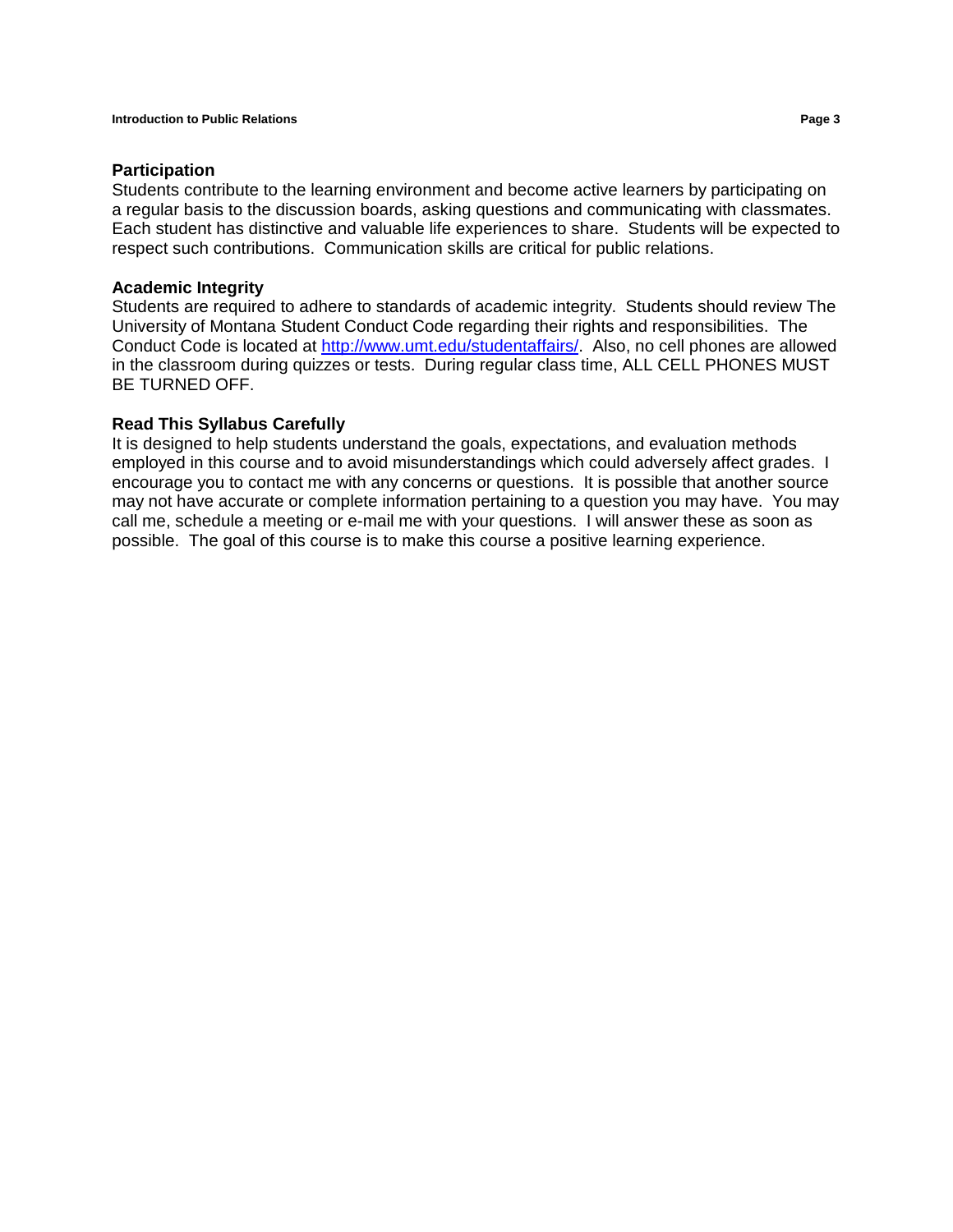### Participation

Students contribute to the learning environment and become active learners by participating on a regular basis to the discussion boards, asking questions and communicating with classmates. Each student has distinctive and valuable life experiences to share. Students will be expected to respect such contributions. Communication skills are critical for public relations.

### Academic Integrity

Students are required to adhere to standards of academic integrity. Students should review The University of Montana Student Conduct Code regarding their rights and responsibilities. The Conduct Code is located at [http://www.umt.edu/studentaffairs/](http://www.umt.edu/studentaffairs/). Also, no cell phones are allowed in the classroom during quizzes or tests. During regular class time, ALL CELL PHONES MUST BE TURNED OFF.

### Read This Syllabus Carefully

It is designed to help students understand the goals, expectations, and evaluation methods employed in this course and to avoid misunderstandings which could adversely affect grades. I encourage you to contact me with any concerns or questions. It is possible that another source may not have accurate or complete information pertaining to a question you may have. You may call me, schedule a meeting or e-mail me with your questions. I will answer these as soon as possible. The goal of this course is to make this course a positive learning experience.